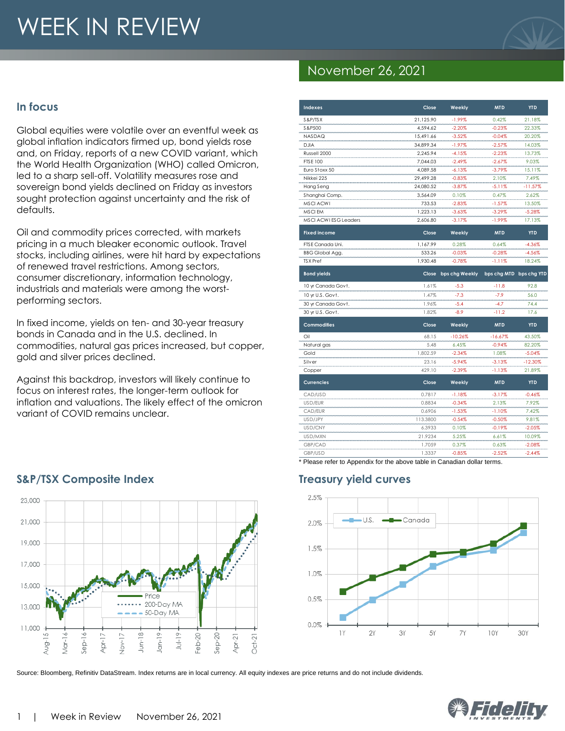# WEEK IN REVIEW

## November 26, 2021

## In focus

Global equities were volatile over an eventful week as global inflation indicators firmed up, bond yields rose and, on Friday, reports of a new COVID variant, which the World Health Organization (WHO) called Omicron, led to a sharp sell-off. Volatility measures rose and sovereign bond yields declined on Friday as investors sought protection against uncertainty and the risk of defaults.

Oil and commodity prices corrected, with markets pricing in a much bleaker economic outlook. Travel stocks, including airlines, were hit hard by expectations of renewed travel restrictions. Among sectors, consumer discretionary, information technology, industrials and materials were among the worst-performing sectors.

In fixed income, yields on ten- and 30-year treasury bonds in Canada and in the U.S. declined. In commodities, natural gas prices increased, but copper, gold and silver prices declined.

Against this backdrop, investors will likely continue to focus on interest rates, the longer-term outlook for inflation and valuations. The likely effect of the omicron variant of COVID remains unclear.

| Indexes | Close | Weekly | MTD | YTD |
|---|---|---|---|---|
| S&P/TSX | 21,125.90 | -1.99% | 0.42% | 21.18% |
| S&P500 | 4,594.62 | -2.20% | -0.23% | 22.33% |
| NASDAQ | 15,491.66 | -3.52% | -0.04% | 20.20% |
| DJIA | 34,899.34 | -1.97% | -2.57% | 14.03% |
| Russell 2000 | 2,245.94 | -4.15% | -2.23% | 13.73% |
| FTSE 100 | 7,044.03 | -2.49% | -2.67% | 9.03% |
| Euro Stoxx 50 | 4,089.58 | -6.13% | -3.79% | 15.11% |
| Nikkei 225 | 29,499.28 | -0.83% | 2.10% | 7.49% |
| Hang Seng | 24,080.52 | -3.87% | -5.11% | -11.57% |
| Shanghai Comp. | 3,564.09 | 0.10% | 0.47% | 2.62% |
| MSCI ACWI | 733.53 | -2.83% | -1.57% | 13.50% |
| MSCI EM | 1,223.13 | -3.63% | -3.29% | -5.28% |
| MSCI ACWI ESG Leaders | 2,606.80 | -3.17% | -1.99% | 17.13% |
| **Fixed income** | **Close** | **Weekly** | **MTD** | **YTD** |
| FTSE Canada Uni. | 1,167.99 | 0.28% | 0.64% | -4.36% |
| BBG Global Agg. | 533.26 | -0.03% | -0.28% | -4.56% |
| TSX Pref | 1,930.48 | -0.78% | -1.11% | 18.24% |
| **Bond yields** | **Close** | **bps chg Weekly** | **bps chg MTD** | **bps chg YTD** |
| 10 yr Canada Govt. | 1.61% | -5.3 | -11.8 | 92.8 |
| 10 yr U.S. Govt. | 1.47% | -7.3 | -7.9 | 56.0 |
| 30 yr Canada Govt. | 1.96% | -5.4 | -4.7 | 74.4 |
| 30 yr U.S. Govt. | 1.82% | -8.9 | -11.2 | 17.6 |
| **Commodities** | **Close** | **Weekly** | **MTD** | **YTD** |
| Oil | 68.15 | -10.26% | -16.67% | 43.50% |
| Natural gas | 5.48 | 6.45% | -0.94% | 82.20% |
| Gold | 1,802.59 | -2.34% | 1.08% | -5.04% |
| Silver | 23.16 | -5.94% | -3.13% | -12.30% |
| Copper | 429.10 | -2.39% | -1.13% | 21.89% |
| **Currencies** | **Close** | **Weekly** | **MTD** | **YTD** |
| CAD/USD | 0.7817 | -1.18% | -3.17% | -0.46% |
| USD/EUR | 0.8834 | -0.34% | 2.13% | 7.92% |
| CAD/EUR | 0.6906 | -1.53% | -1.10% | 7.42% |
| USD/JPY | 113.3800 | -0.54% | -0.50% | 9.81% |
| USD/CNY | 6.3933 | 0.10% | -0.19% | -2.05% |
| USD/MXN | 21.9234 | 5.25% | 6.61% | 10.09% |
| GBP/CAD | 1.7059 | 0.37% | 0.63% | -2.08% |
| GBP/USD | 1.3337 | -0.85% | -2.52% | -2.44% |

* Please refer to Appendix for the above table in Canadian dollar terms.

## S&P/TSX Composite Index

## Treasury yield curves

Source: Bloomberg, Refinitiv DataStream. Index returns are in local currency. All equity indexes are price returns and do not include dividends.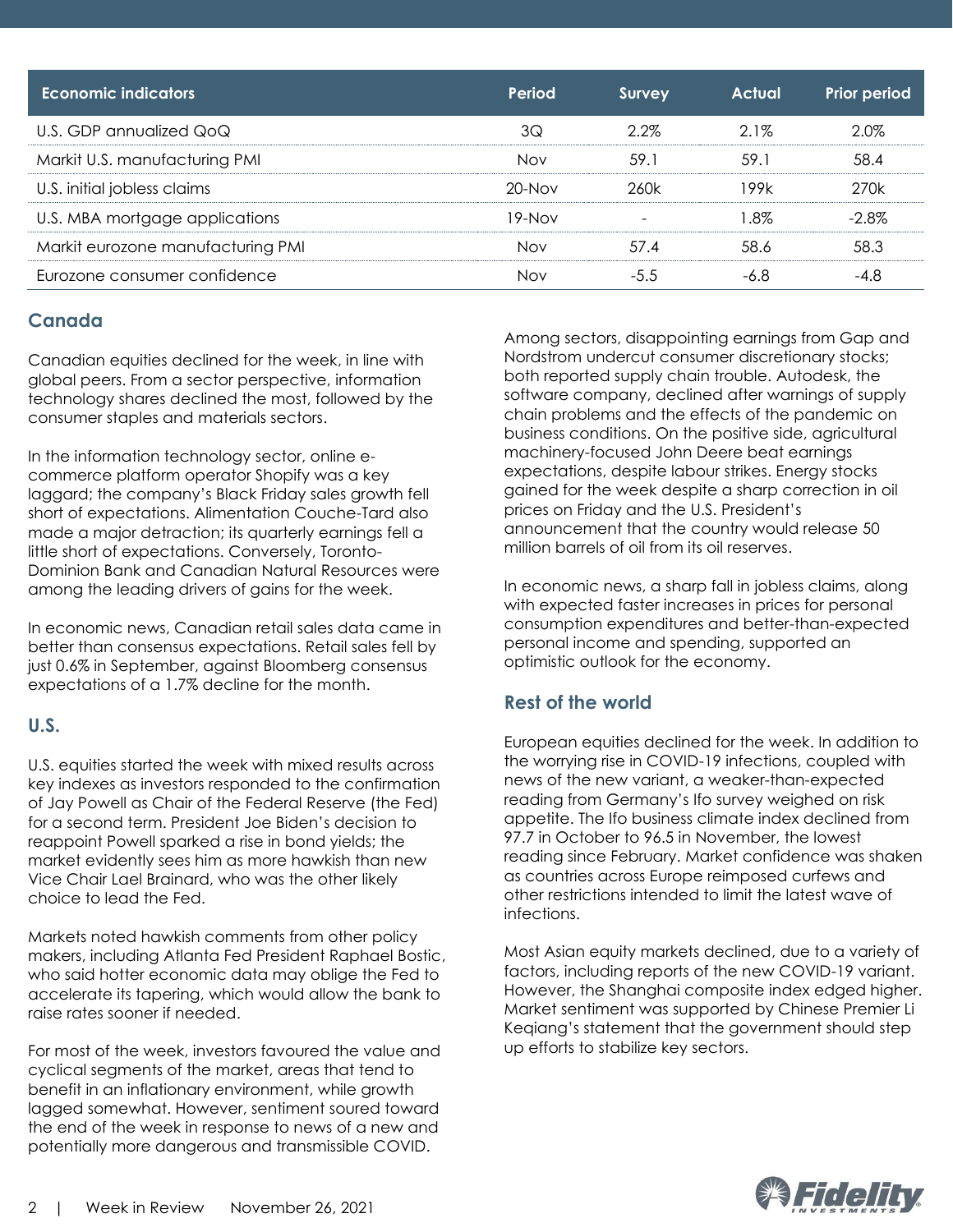| Economic indicators | Period | Survey | Actual | Prior period |
|---|---|---|---|---|
| U.S. GDP annualized QoQ | 3Q | 2.2% | 2.1% | 2.0% |
| Markit U.S. manufacturing PMI | Nov | 59.1 | 59.1 | 58.4 |
| U.S. initial jobless claims | 20-Nov | 260k | 199k | 270k |
| U.S. MBA mortgage applications | 19-Nov | - | 1.8% | -2.8% |
| Markit eurozone manufacturing PMI | Nov | 57.4 | 58.6 | 58.3 |
| Eurozone consumer confidence | Nov | -5.5 | -6.8 | -4.8 |

## Canada

Canadian equities declined for the week, in line with global peers. From a sector perspective, information technology shares declined the most, followed by the consumer staples and materials sectors.

In the information technology sector, online e-commerce platform operator Shopify was a key laggard; the company's Black Friday sales growth fell short of expectations. Alimentation Couche-Tard also made a major detraction; its quarterly earnings fell a little short of expectations. Conversely, Toronto-Dominion Bank and Canadian Natural Resources were among the leading drivers of gains for the week.

In economic news, Canadian retail sales data came in better than consensus expectations. Retail sales fell by just 0.6% in September, against Bloomberg consensus expectations of a 1.7% decline for the month.

## U.S.

U.S. equities started the week with mixed results across key indexes as investors responded to the confirmation of Jay Powell as Chair of the Federal Reserve (the Fed) for a second term. President Joe Biden's decision to reappoint Powell sparked a rise in bond yields; the market evidently sees him as more hawkish than new Vice Chair Lael Brainard, who was the other likely choice to lead the Fed.

Markets noted hawkish comments from other policy makers, including Atlanta Fed President Raphael Bostic, who said hotter economic data may oblige the Fed to accelerate its tapering, which would allow the bank to raise rates sooner if needed.

For most of the week, investors favoured the value and cyclical segments of the market, areas that tend to benefit in an inflationary environment, while growth lagged somewhat. However, sentiment soured toward the end of the week in response to news of a new and potentially more dangerous and transmissible COVID.

Among sectors, disappointing earnings from Gap and Nordstrom undercut consumer discretionary stocks; both reported supply chain trouble. Autodesk, the software company, declined after warnings of supply chain problems and the effects of the pandemic on business conditions. On the positive side, agricultural machinery-focused John Deere beat earnings expectations, despite labour strikes. Energy stocks gained for the week despite a sharp correction in oil prices on Friday and the U.S. President's announcement that the country would release 50 million barrels of oil from its oil reserves.

In economic news, a sharp fall in jobless claims, along with expected faster increases in prices for personal consumption expenditures and better-than-expected personal income and spending, supported an optimistic outlook for the economy.

## Rest of the world

European equities declined for the week. In addition to the worrying rise in COVID-19 infections, coupled with news of the new variant, a weaker-than-expected reading from Germany's Ifo survey weighed on risk appetite. The Ifo business climate index declined from 97.7 in October to 96.5 in November, the lowest reading since February. Market confidence was shaken as countries across Europe reimposed curfews and other restrictions intended to limit the latest wave of infections.

Most Asian equity markets declined, due to a variety of factors, including reports of the new COVID-19 variant. However, the Shanghai composite index edged higher. Market sentiment was supported by Chinese Premier Li Keqiang's statement that the government should step up efforts to stabilize key sectors.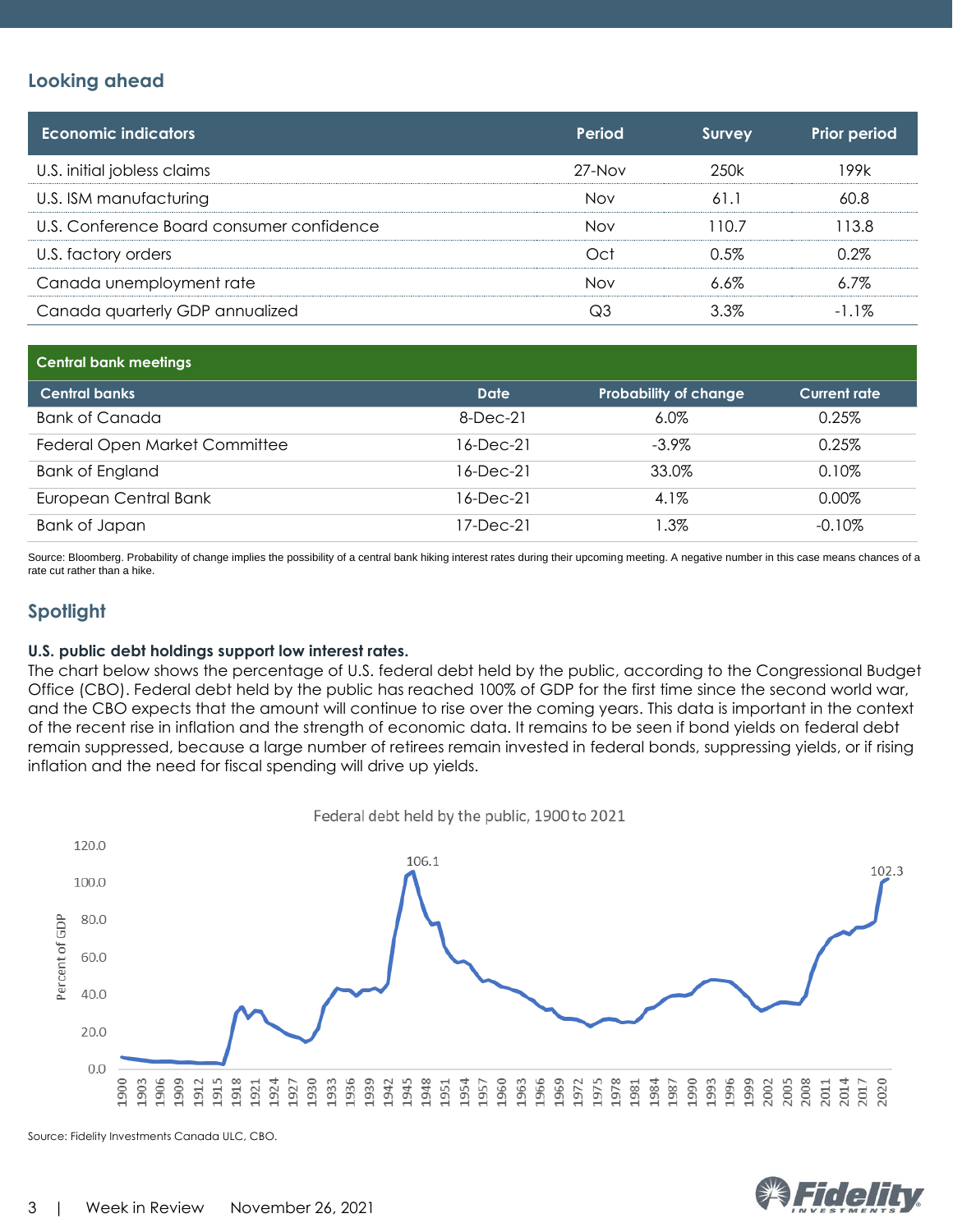## Looking ahead

| Economic indicators | Period | Survey | Prior period |
|---|---|---|---|
| U.S. initial jobless claims | 27-Nov | 250k | 199k |
| U.S. ISM manufacturing | Nov | 61.1 | 60.8 |
| U.S. Conference Board consumer confidence | Nov | 110.7 | 113.8 |
| U.S. factory orders | Oct | 0.5% | 0.2% |
| Canada unemployment rate | Nov | 6.6% | 6.7% |
| Canada quarterly GDP annualized | Q3 | 3.3% | -1.1% |

**Central bank meetings**

| Central banks | Date | Probability of change | Current rate |
|---|---|---|---|
| Bank of Canada | 8-Dec-21 | 6.0% | 0.25% |
| Federal Open Market Committee | 16-Dec-21 | -3.9% | 0.25% |
| Bank of England | 16-Dec-21 | 33.0% | 0.10% |
| European Central Bank | 16-Dec-21 | 4.1% | 0.00% |
| Bank of Japan | 17-Dec-21 | 1.3% | -0.10% |

Source: Bloomberg. Probability of change implies the possibility of a central bank hiking interest rates during their upcoming meeting. A negative number in this case means chances of a rate cut rather than a hike.

## Spotlight

**U.S. public debt holdings support low interest rates.**

The chart below shows the percentage of U.S. federal debt held by the public, according to the Congressional Budget Office (CBO). Federal debt held by the public has reached 100% of GDP for the first time since the second world war, and the CBO expects that the amount will continue to rise over the coming years. This data is important in the context of the recent rise in inflation and the strength of economic data. It remains to be seen if bond yields on federal debt remain suppressed, because a large number of retirees remain invested in federal bonds, suppressing yields, or if rising inflation and the need for fiscal spending will drive up yields.

Federal debt held by the public, 1900 to 2021

Source: Fidelity Investments Canada ULC, CBO.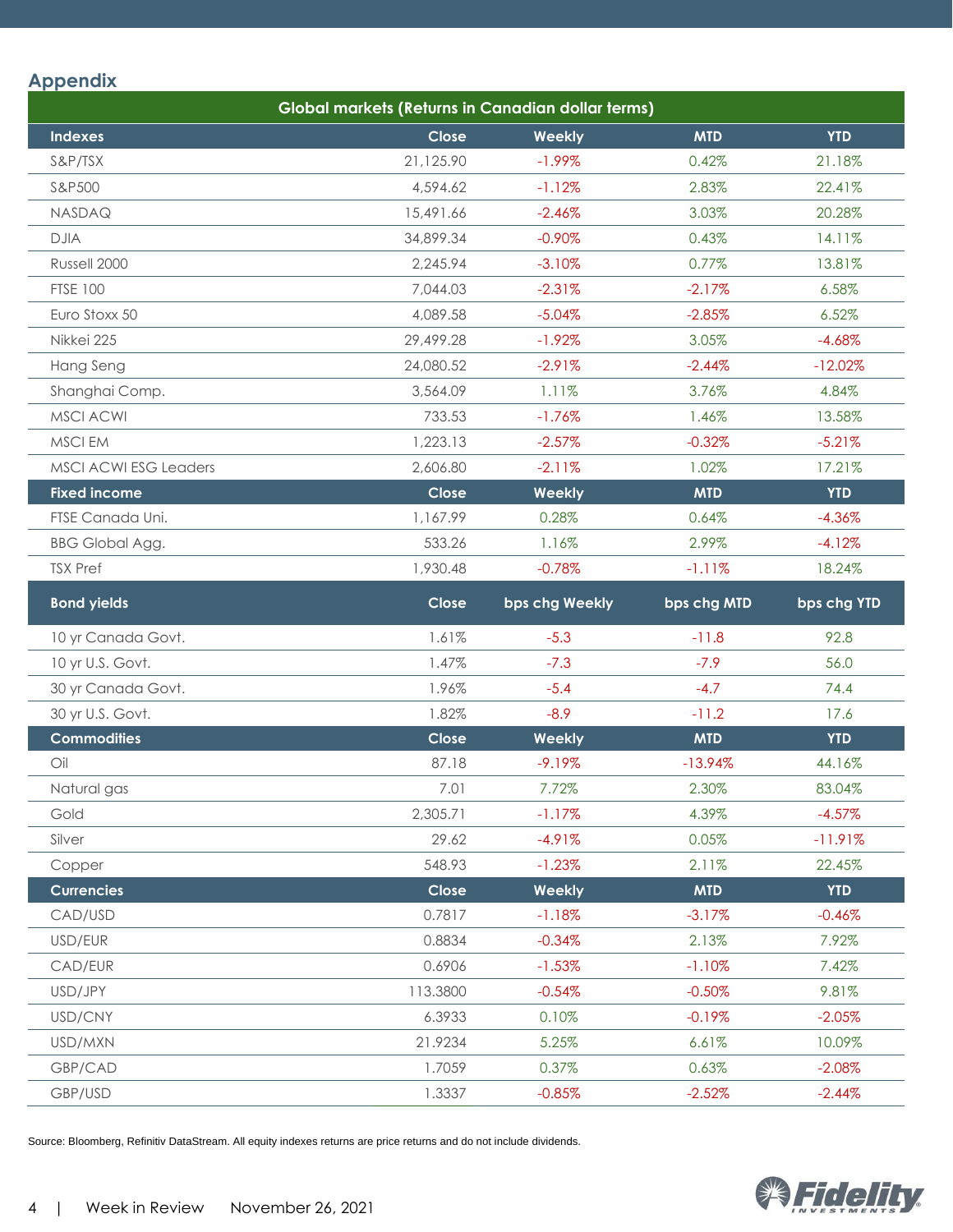## Appendix

| Global markets (Returns in Canadian dollar terms) | | | | |
|---|---|---|---|---|
| **Indexes** | **Close** | **Weekly** | **MTD** | **YTD** |
| S&P/TSX | 21,125.90 | -1.99% | 0.42% | 21.18% |
| S&P500 | 4,594.62 | -1.12% | 2.83% | 22.41% |
| NASDAQ | 15,491.66 | -2.46% | 3.03% | 20.28% |
| DJIA | 34,899.34 | -0.90% | 0.43% | 14.11% |
| Russell 2000 | 2,245.94 | -3.10% | 0.77% | 13.81% |
| FTSE 100 | 7,044.03 | -2.31% | -2.17% | 6.58% |
| Euro Stoxx 50 | 4,089.58 | -5.04% | -2.85% | 6.52% |
| Nikkei 225 | 29,499.28 | -1.92% | 3.05% | -4.68% |
| Hang Seng | 24,080.52 | -2.91% | -2.44% | -12.02% |
| Shanghai Comp. | 3,564.09 | 1.11% | 3.76% | 4.84% |
| MSCI ACWI | 733.53 | -1.76% | 1.46% | 13.58% |
| MSCI EM | 1,223.13 | -2.57% | -0.32% | -5.21% |
| MSCI ACWI ESG Leaders | 2,606.80 | -2.11% | 1.02% | 17.21% |
| **Fixed income** | **Close** | **Weekly** | **MTD** | **YTD** |
| FTSE Canada Uni. | 1,167.99 | 0.28% | 0.64% | -4.36% |
| BBG Global Agg. | 533.26 | 1.16% | 2.99% | -4.12% |
| TSX Pref | 1,930.48 | -0.78% | -1.11% | 18.24% |
| **Bond yields** | **Close** | **bps chg Weekly** | **bps chg MTD** | **bps chg YTD** |
| 10 yr Canada Govt. | 1.61% | -5.3 | -11.8 | 92.8 |
| 10 yr U.S. Govt. | 1.47% | -7.3 | -7.9 | 56.0 |
| 30 yr Canada Govt. | 1.96% | -5.4 | -4.7 | 74.4 |
| 30 yr U.S. Govt. | 1.82% | -8.9 | -11.2 | 17.6 |
| **Commodities** | **Close** | **Weekly** | **MTD** | **YTD** |
| Oil | 87.18 | -9.19% | -13.94% | 44.16% |
| Natural gas | 7.01 | 7.72% | 2.30% | 83.04% |
| Gold | 2,305.71 | -1.17% | 4.39% | -4.57% |
| Silver | 29.62 | -4.91% | 0.05% | -11.91% |
| Copper | 548.93 | -1.23% | 2.11% | 22.45% |
| **Currencies** | **Close** | **Weekly** | **MTD** | **YTD** |
| CAD/USD | 0.7817 | -1.18% | -3.17% | -0.46% |
| USD/EUR | 0.8834 | -0.34% | 2.13% | 7.92% |
| CAD/EUR | 0.6906 | -1.53% | -1.10% | 7.42% |
| USD/JPY | 113.3800 | -0.54% | -0.50% | 9.81% |
| USD/CNY | 6.3933 | 0.10% | -0.19% | -2.05% |
| USD/MXN | 21.9234 | 5.25% | 6.61% | 10.09% |
| GBP/CAD | 1.7059 | 0.37% | 0.63% | -2.08% |
| GBP/USD | 1.3337 | -0.85% | -2.52% | -2.44% |

Source: Bloomberg, Refinitiv DataStream. All equity indexes returns are price returns and do not include dividends.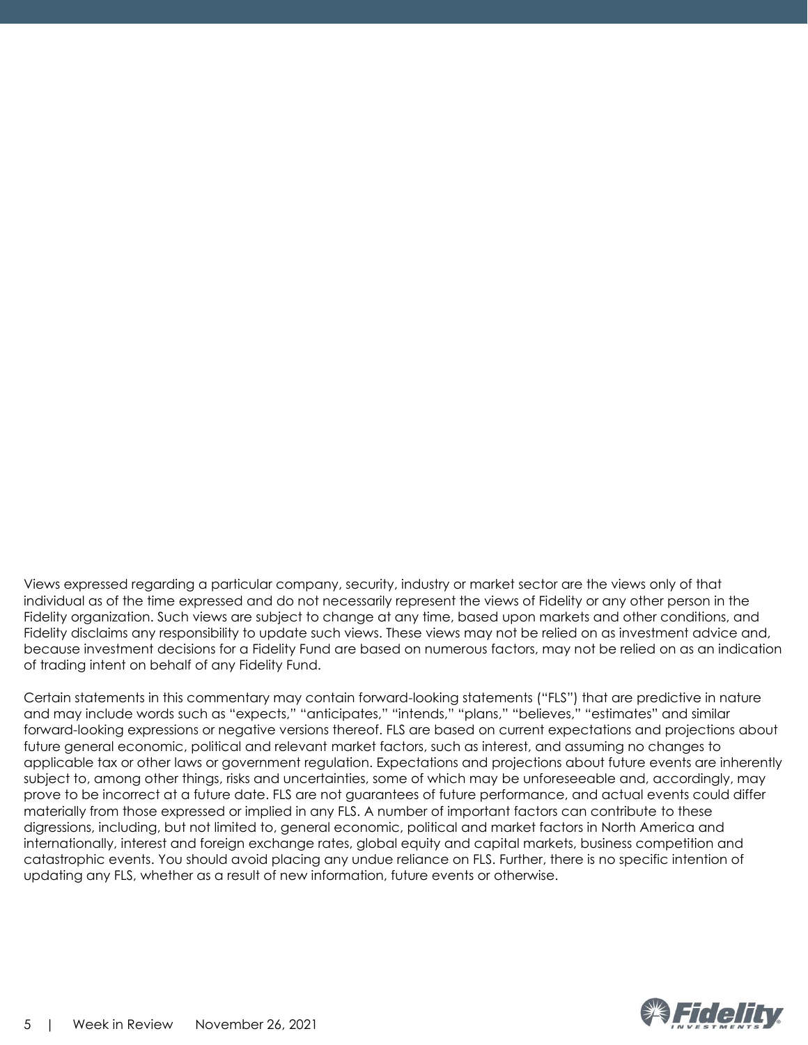Views expressed regarding a particular company, security, industry or market sector are the views only of that individual as of the time expressed and do not necessarily represent the views of Fidelity or any other person in the Fidelity organization. Such views are subject to change at any time, based upon markets and other conditions, and Fidelity disclaims any responsibility to update such views. These views may not be relied on as investment advice and, because investment decisions for a Fidelity Fund are based on numerous factors, may not be relied on as an indication of trading intent on behalf of any Fidelity Fund.

Certain statements in this commentary may contain forward-looking statements ("FLS") that are predictive in nature and may include words such as "expects," "anticipates," "intends," "plans," "believes," "estimates" and similar forward-looking expressions or negative versions thereof. FLS are based on current expectations and projections about future general economic, political and relevant market factors, such as interest, and assuming no changes to applicable tax or other laws or government regulation. Expectations and projections about future events are inherently subject to, among other things, risks and uncertainties, some of which may be unforeseeable and, accordingly, may prove to be incorrect at a future date. FLS are not guarantees of future performance, and actual events could differ materially from those expressed or implied in any FLS. A number of important factors can contribute to these digressions, including, but not limited to, general economic, political and market factors in North America and internationally, interest and foreign exchange rates, global equity and capital markets, business competition and catastrophic events. You should avoid placing any undue reliance on FLS. Further, there is no specific intention of updating any FLS, whether as a result of new information, future events or otherwise.